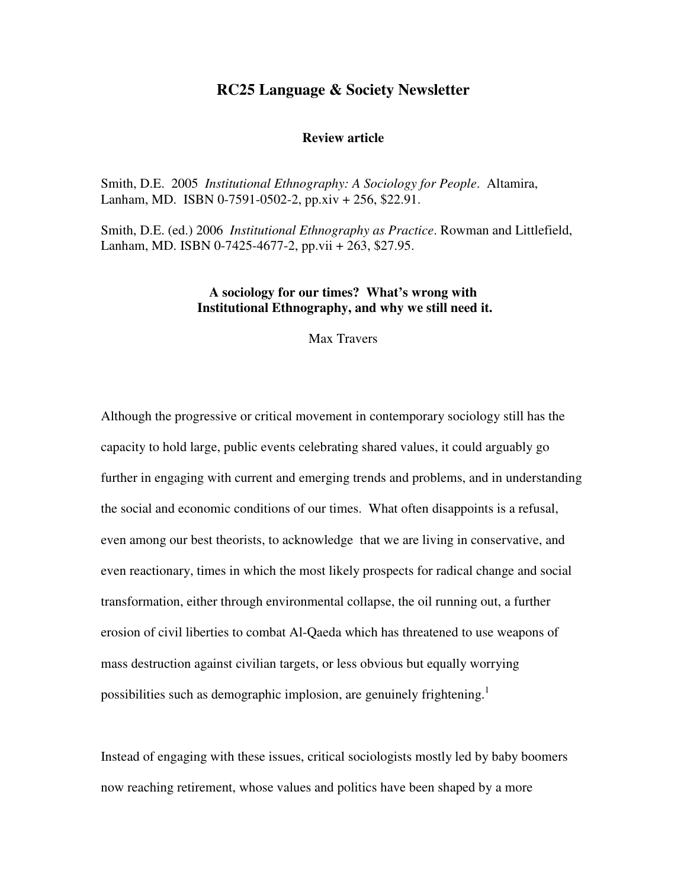# RC25 Language & Society Newsletter

**Review article**

Smith, D.E. 2005 *Institutional Ethnography: A Sociology for People*. Altamira, Lanham, MD. ISBN 0-7591-0502-2, pp.xiv + 256, $22.91.

Smith, D.E. (ed.) 2006 *Institutional Ethnography as Practice*. Rowman and Littlefield, Lanham, MD. ISBN 0-7425-4677-2, pp.vii + 263, $27.95.

## A sociology for our times? What's wrong with Institutional Ethnography, and why we still need it.

Max Travers

Although the progressive or critical movement in contemporary sociology still has the capacity to hold large, public events celebrating shared values, it could arguably go further in engaging with current and emerging trends and problems, and in understanding the social and economic conditions of our times. What often disappoints is a refusal, even among our best theorists, to acknowledge that we are living in conservative, and even reactionary, times in which the most likely prospects for radical change and social transformation, either through environmental collapse, the oil running out, a further erosion of civil liberties to combat Al-Qaeda which has threatened to use weapons of mass destruction against civilian targets, or less obvious but equally worrying possibilities such as demographic implosion, are genuinely frightening.[1]

Instead of engaging with these issues, critical sociologists mostly led by baby boomers now reaching retirement, whose values and politics have been shaped by a more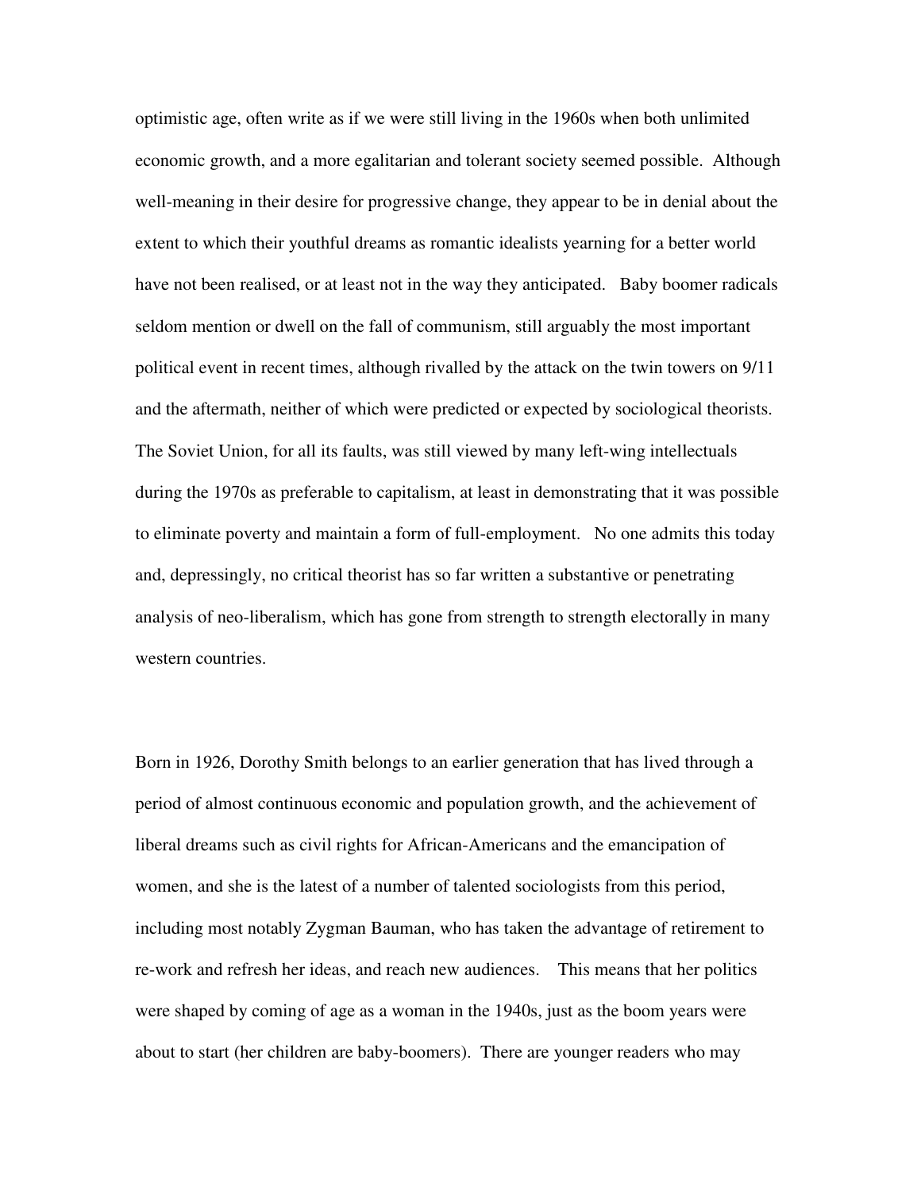optimistic age, often write as if we were still living in the 1960s when both unlimited economic growth, and a more egalitarian and tolerant society seemed possible. Although well-meaning in their desire for progressive change, they appear to be in denial about the extent to which their youthful dreams as romantic idealists yearning for a better world have not been realised, or at least not in the way they anticipated. Baby boomer radicals seldom mention or dwell on the fall of communism, still arguably the most important political event in recent times, although rivalled by the attack on the twin towers on 9/11 and the aftermath, neither of which were predicted or expected by sociological theorists. The Soviet Union, for all its faults, was still viewed by many left-wing intellectuals during the 1970s as preferable to capitalism, at least in demonstrating that it was possible to eliminate poverty and maintain a form of full-employment. No one admits this today and, depressingly, no critical theorist has so far written a substantive or penetrating analysis of neo-liberalism, which has gone from strength to strength electorally in many western countries.

Born in 1926, Dorothy Smith belongs to an earlier generation that has lived through a period of almost continuous economic and population growth, and the achievement of liberal dreams such as civil rights for African-Americans and the emancipation of women, and she is the latest of a number of talented sociologists from this period, including most notably Zygman Bauman, who has taken the advantage of retirement to re-work and refresh her ideas, and reach new audiences. This means that her politics were shaped by coming of age as a woman in the 1940s, just as the boom years were about to start (her children are baby-boomers). There are younger readers who may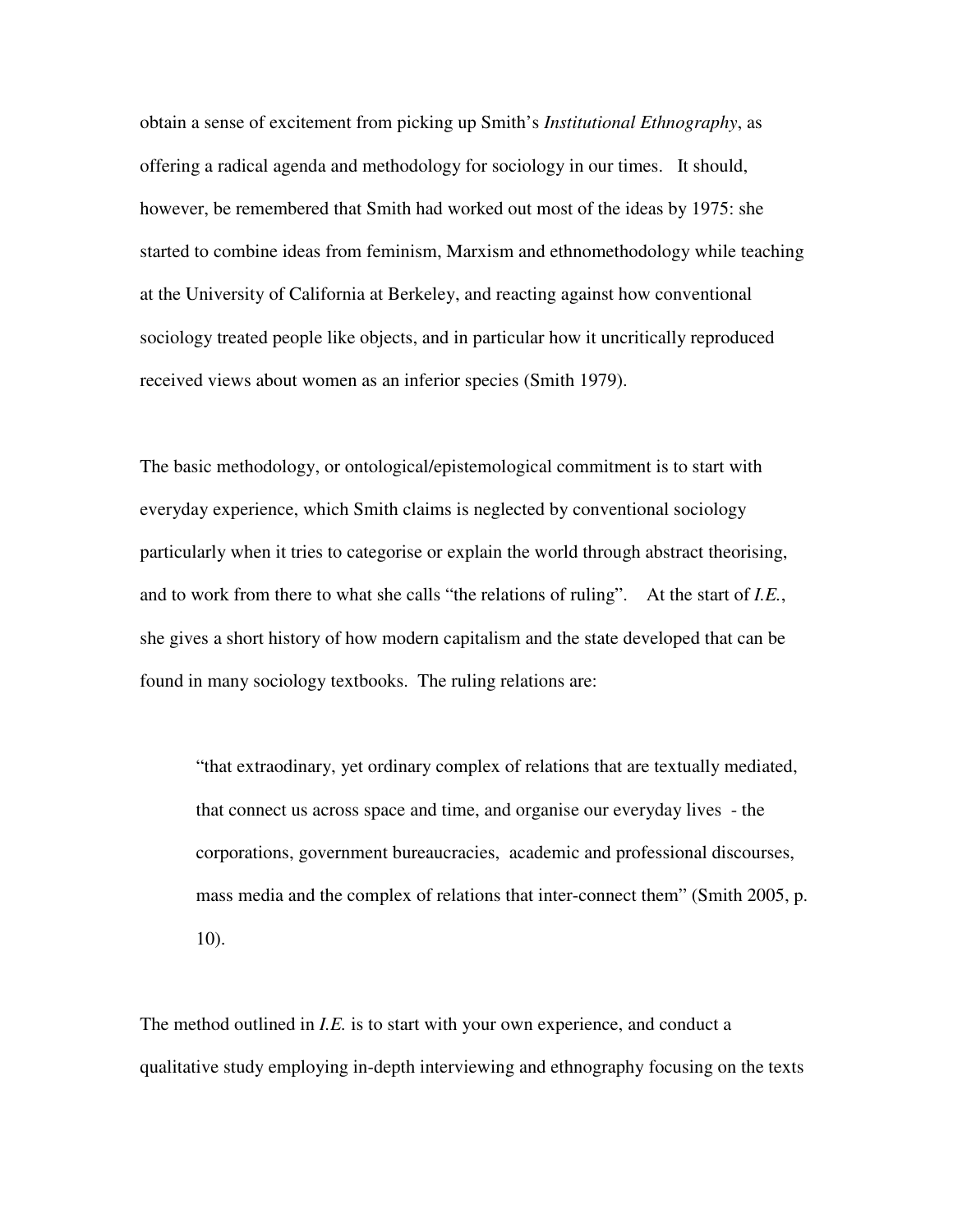obtain a sense of excitement from picking up Smith's *Institutional Ethnography*, as offering a radical agenda and methodology for sociology in our times. It should, however, be remembered that Smith had worked out most of the ideas by 1975: she started to combine ideas from feminism, Marxism and ethnomethodology while teaching at the University of California at Berkeley, and reacting against how conventional sociology treated people like objects, and in particular how it uncritically reproduced received views about women as an inferior species (Smith 1979).

The basic methodology, or ontological/epistemological commitment is to start with everyday experience, which Smith claims is neglected by conventional sociology particularly when it tries to categorise or explain the world through abstract theorising, and to work from there to what she calls "the relations of ruling". At the start of *I.E.*, she gives a short history of how modern capitalism and the state developed that can be found in many sociology textbooks. The ruling relations are:

> "that extraodinary, yet ordinary complex of relations that are textually mediated, that connect us across space and time, and organise our everyday lives - the corporations, government bureaucracies, academic and professional discourses, mass media and the complex of relations that inter-connect them" (Smith 2005, p. 10).

The method outlined in *I.E.* is to start with your own experience, and conduct a qualitative study employing in-depth interviewing and ethnography focusing on the texts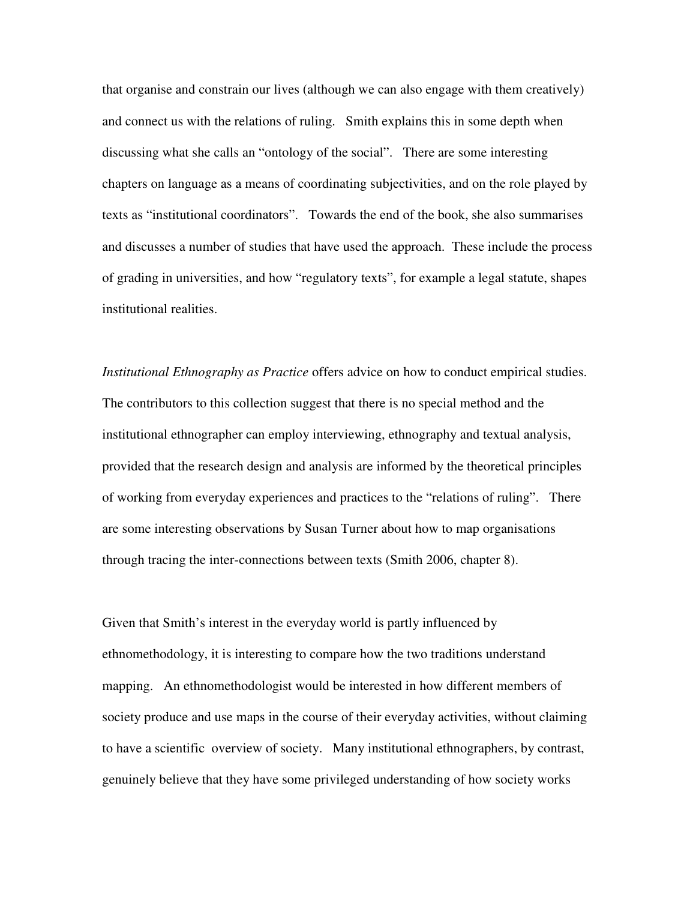that organise and constrain our lives (although we can also engage with them creatively) and connect us with the relations of ruling. Smith explains this in some depth when discussing what she calls an "ontology of the social". There are some interesting chapters on language as a means of coordinating subjectivities, and on the role played by texts as "institutional coordinators". Towards the end of the book, she also summarises and discusses a number of studies that have used the approach. These include the process of grading in universities, and how "regulatory texts", for example a legal statute, shapes institutional realities.

*Institutional Ethnography as Practice* offers advice on how to conduct empirical studies. The contributors to this collection suggest that there is no special method and the institutional ethnographer can employ interviewing, ethnography and textual analysis, provided that the research design and analysis are informed by the theoretical principles of working from everyday experiences and practices to the "relations of ruling". There are some interesting observations by Susan Turner about how to map organisations through tracing the inter-connections between texts (Smith 2006, chapter 8).

Given that Smith's interest in the everyday world is partly influenced by ethnomethodology, it is interesting to compare how the two traditions understand mapping. An ethnomethodologist would be interested in how different members of society produce and use maps in the course of their everyday activities, without claiming to have a scientific overview of society. Many institutional ethnographers, by contrast, genuinely believe that they have some privileged understanding of how society works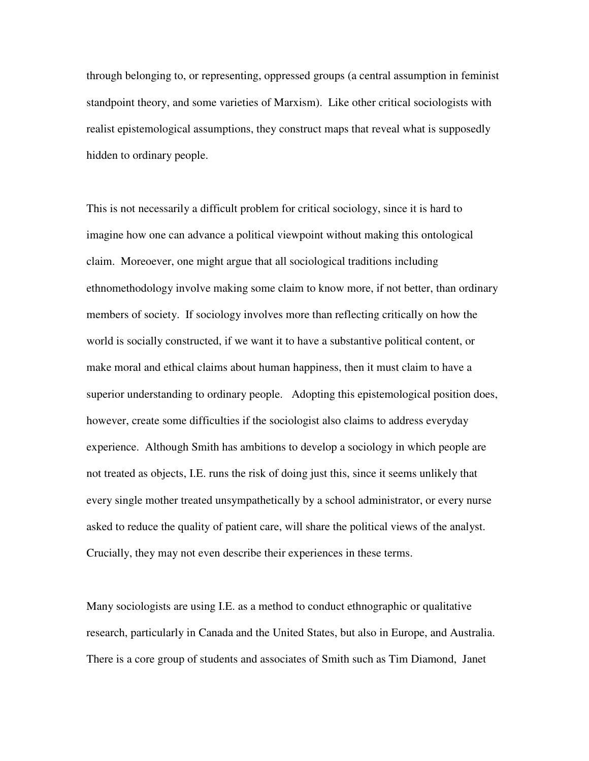through belonging to, or representing, oppressed groups (a central assumption in feminist standpoint theory, and some varieties of Marxism). Like other critical sociologists with realist epistemological assumptions, they construct maps that reveal what is supposedly hidden to ordinary people.

This is not necessarily a difficult problem for critical sociology, since it is hard to imagine how one can advance a political viewpoint without making this ontological claim. Moreoever, one might argue that all sociological traditions including ethnomethodology involve making some claim to know more, if not better, than ordinary members of society. If sociology involves more than reflecting critically on how the world is socially constructed, if we want it to have a substantive political content, or make moral and ethical claims about human happiness, then it must claim to have a superior understanding to ordinary people. Adopting this epistemological position does, however, create some difficulties if the sociologist also claims to address everyday experience. Although Smith has ambitions to develop a sociology in which people are not treated as objects, I.E. runs the risk of doing just this, since it seems unlikely that every single mother treated unsympathetically by a school administrator, or every nurse asked to reduce the quality of patient care, will share the political views of the analyst. Crucially, they may not even describe their experiences in these terms.

Many sociologists are using I.E. as a method to conduct ethnographic or qualitative research, particularly in Canada and the United States, but also in Europe, and Australia. There is a core group of students and associates of Smith such as Tim Diamond, Janet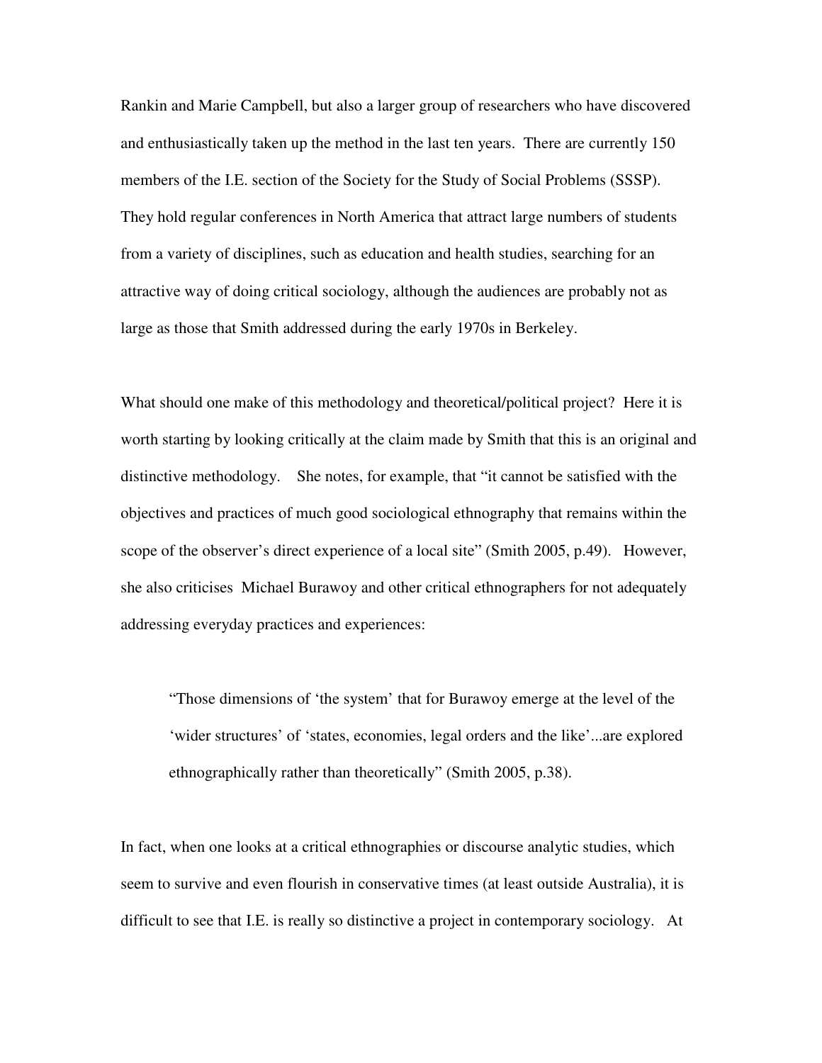Rankin and Marie Campbell, but also a larger group of researchers who have discovered and enthusiastically taken up the method in the last ten years. There are currently 150 members of the I.E. section of the Society for the Study of Social Problems (SSSP). They hold regular conferences in North America that attract large numbers of students from a variety of disciplines, such as education and health studies, searching for an attractive way of doing critical sociology, although the audiences are probably not as large as those that Smith addressed during the early 1970s in Berkeley.

What should one make of this methodology and theoretical/political project? Here it is worth starting by looking critically at the claim made by Smith that this is an original and distinctive methodology. She notes, for example, that "it cannot be satisfied with the objectives and practices of much good sociological ethnography that remains within the scope of the observer's direct experience of a local site" (Smith 2005, p.49). However, she also criticises Michael Burawoy and other critical ethnographers for not adequately addressing everyday practices and experiences:

> "Those dimensions of 'the system' that for Burawoy emerge at the level of the 'wider structures' of 'states, economies, legal orders and the like'...are explored ethnographically rather than theoretically" (Smith 2005, p.38).

In fact, when one looks at a critical ethnographies or discourse analytic studies, which seem to survive and even flourish in conservative times (at least outside Australia), it is difficult to see that I.E. is really so distinctive a project in contemporary sociology. At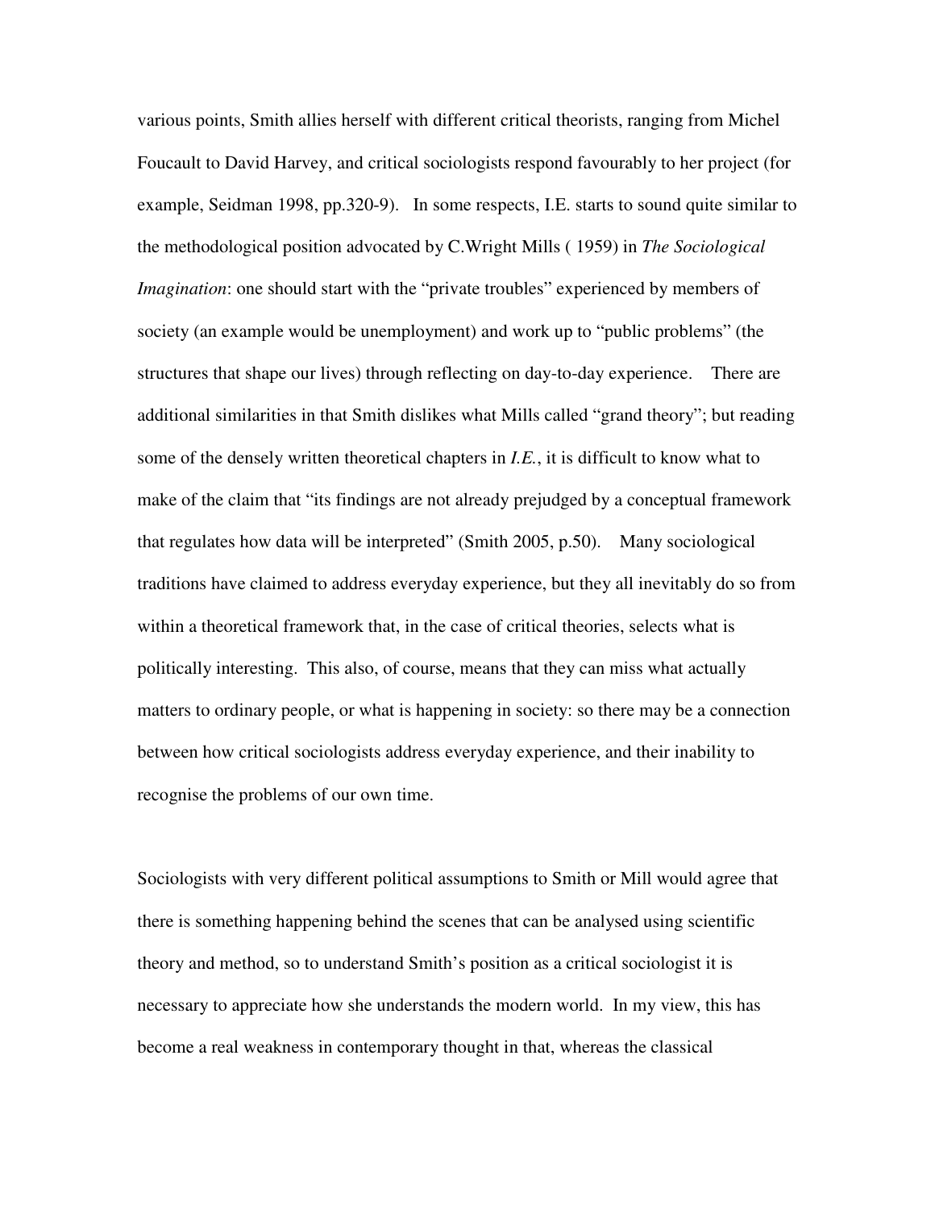various points, Smith allies herself with different critical theorists, ranging from Michel Foucault to David Harvey, and critical sociologists respond favourably to her project (for example, Seidman 1998, pp.320-9). In some respects, I.E. starts to sound quite similar to the methodological position advocated by C.Wright Mills ( 1959) in *The Sociological Imagination*: one should start with the "private troubles" experienced by members of society (an example would be unemployment) and work up to "public problems" (the structures that shape our lives) through reflecting on day-to-day experience. There are additional similarities in that Smith dislikes what Mills called "grand theory"; but reading some of the densely written theoretical chapters in *I.E.*, it is difficult to know what to make of the claim that "its findings are not already prejudged by a conceptual framework that regulates how data will be interpreted" (Smith 2005, p.50). Many sociological traditions have claimed to address everyday experience, but they all inevitably do so from within a theoretical framework that, in the case of critical theories, selects what is politically interesting. This also, of course, means that they can miss what actually matters to ordinary people, or what is happening in society: so there may be a connection between how critical sociologists address everyday experience, and their inability to recognise the problems of our own time.

Sociologists with very different political assumptions to Smith or Mill would agree that there is something happening behind the scenes that can be analysed using scientific theory and method, so to understand Smith's position as a critical sociologist it is necessary to appreciate how she understands the modern world. In my view, this has become a real weakness in contemporary thought in that, whereas the classical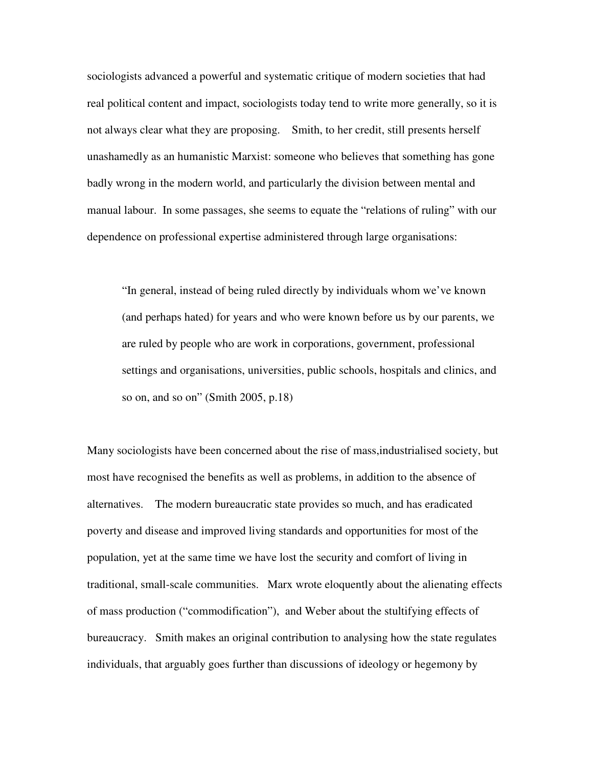sociologists advanced a powerful and systematic critique of modern societies that had real political content and impact, sociologists today tend to write more generally, so it is not always clear what they are proposing. Smith, to her credit, still presents herself unashamedly as an humanistic Marxist: someone who believes that something has gone badly wrong in the modern world, and particularly the division between mental and manual labour. In some passages, she seems to equate the "relations of ruling" with our dependence on professional expertise administered through large organisations:

> "In general, instead of being ruled directly by individuals whom we've known (and perhaps hated) for years and who were known before us by our parents, we are ruled by people who are work in corporations, government, professional settings and organisations, universities, public schools, hospitals and clinics, and so on, and so on" (Smith 2005, p.18)

Many sociologists have been concerned about the rise of mass,industrialised society, but most have recognised the benefits as well as problems, in addition to the absence of alternatives. The modern bureaucratic state provides so much, and has eradicated poverty and disease and improved living standards and opportunities for most of the population, yet at the same time we have lost the security and comfort of living in traditional, small-scale communities. Marx wrote eloquently about the alienating effects of mass production ("commodification"), and Weber about the stultifying effects of bureaucracy. Smith makes an original contribution to analysing how the state regulates individuals, that arguably goes further than discussions of ideology or hegemony by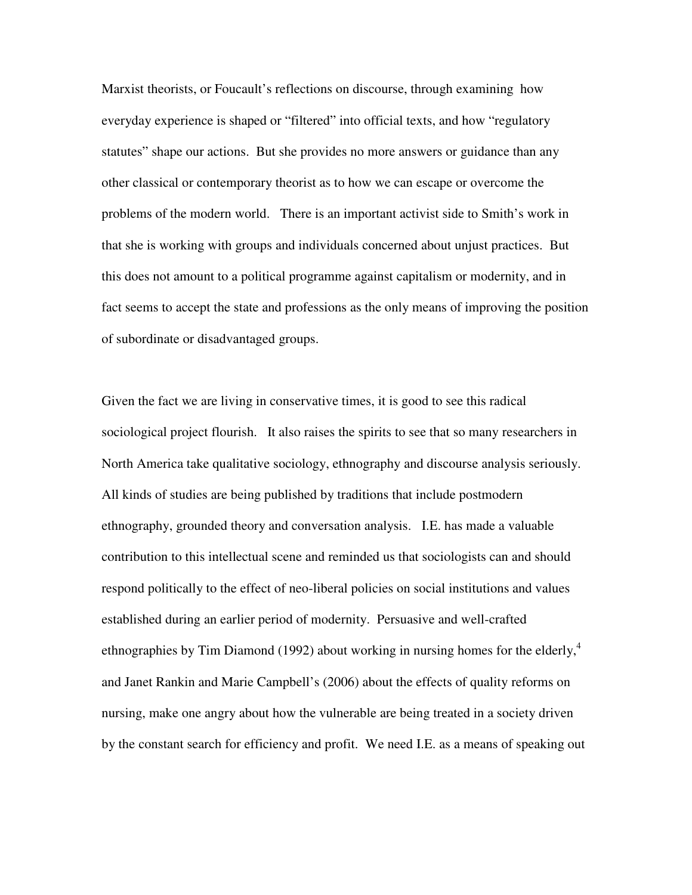Marxist theorists, or Foucault's reflections on discourse, through examining how everyday experience is shaped or "filtered" into official texts, and how "regulatory statutes" shape our actions. But she provides no more answers or guidance than any other classical or contemporary theorist as to how we can escape or overcome the problems of the modern world. There is an important activist side to Smith's work in that she is working with groups and individuals concerned about unjust practices. But this does not amount to a political programme against capitalism or modernity, and in fact seems to accept the state and professions as the only means of improving the position of subordinate or disadvantaged groups.

Given the fact we are living in conservative times, it is good to see this radical sociological project flourish. It also raises the spirits to see that so many researchers in North America take qualitative sociology, ethnography and discourse analysis seriously. All kinds of studies are being published by traditions that include postmodern ethnography, grounded theory and conversation analysis. I.E. has made a valuable contribution to this intellectual scene and reminded us that sociologists can and should respond politically to the effect of neo-liberal policies on social institutions and values established during an earlier period of modernity. Persuasive and well-crafted ethnographies by Tim Diamond (1992) about working in nursing homes for the elderly,[4] and Janet Rankin and Marie Campbell's (2006) about the effects of quality reforms on nursing, make one angry about how the vulnerable are being treated in a society driven by the constant search for efficiency and profit. We need I.E. as a means of speaking out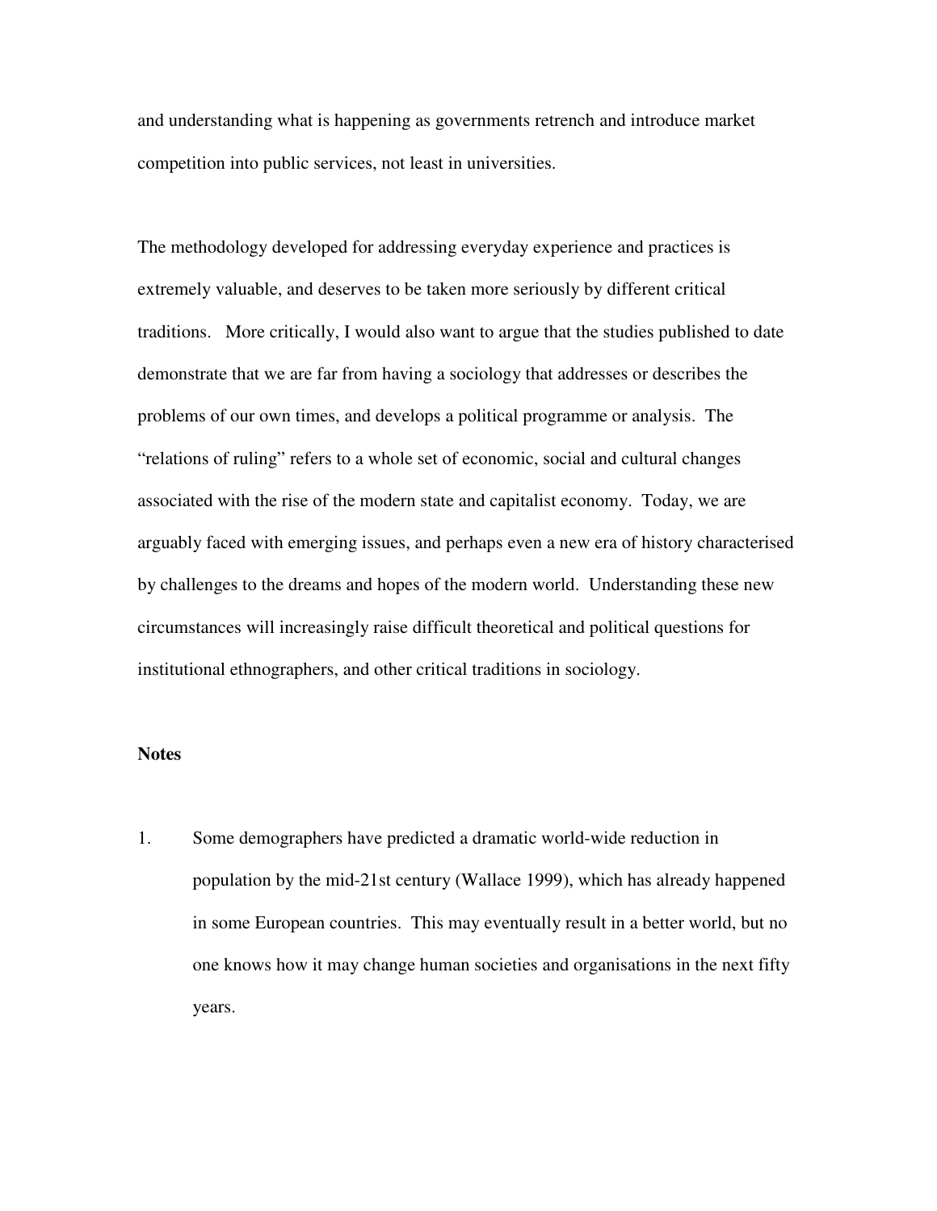and understanding what is happening as governments retrench and introduce market competition into public services, not least in universities.

The methodology developed for addressing everyday experience and practices is extremely valuable, and deserves to be taken more seriously by different critical traditions. More critically, I would also want to argue that the studies published to date demonstrate that we are far from having a sociology that addresses or describes the problems of our own times, and develops a political programme or analysis. The "relations of ruling" refers to a whole set of economic, social and cultural changes associated with the rise of the modern state and capitalist economy. Today, we are arguably faced with emerging issues, and perhaps even a new era of history characterised by challenges to the dreams and hopes of the modern world. Understanding these new circumstances will increasingly raise difficult theoretical and political questions for institutional ethnographers, and other critical traditions in sociology.

**Notes**

1. Some demographers have predicted a dramatic world-wide reduction in population by the mid-21st century (Wallace 1999), which has already happened in some European countries. This may eventually result in a better world, but no one knows how it may change human societies and organisations in the next fifty years.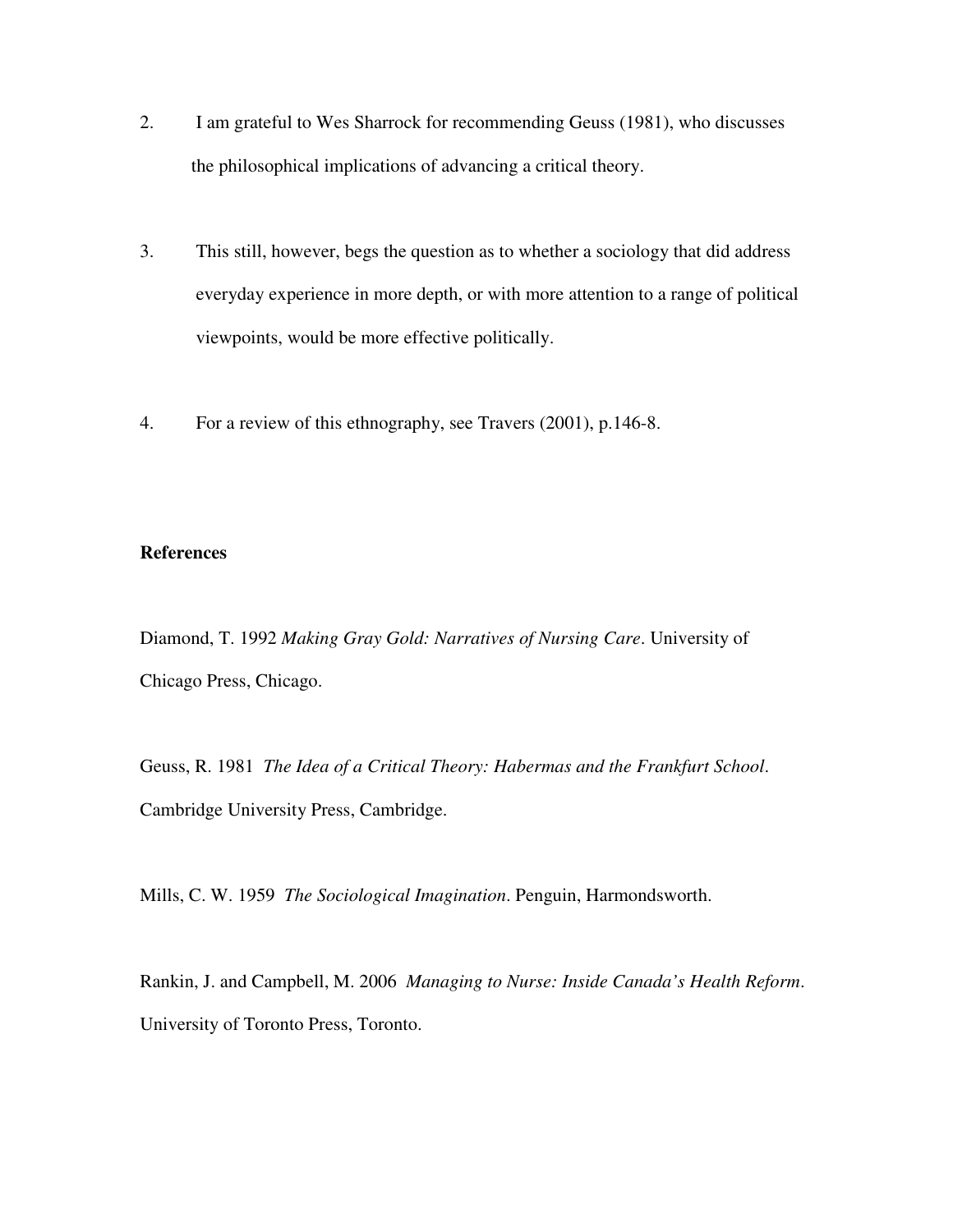2. I am grateful to Wes Sharrock for recommending Geuss (1981), who discusses the philosophical implications of advancing a critical theory.

3. This still, however, begs the question as to whether a sociology that did address everyday experience in more depth, or with more attention to a range of political viewpoints, would be more effective politically.

4. For a review of this ethnography, see Travers (2001), p.146-8.

**References**

Diamond, T. 1992 *Making Gray Gold: Narratives of Nursing Care*. University of Chicago Press, Chicago.

Geuss, R. 1981 *The Idea of a Critical Theory: Habermas and the Frankfurt School*. Cambridge University Press, Cambridge.

Mills, C. W. 1959 *The Sociological Imagination*. Penguin, Harmondsworth.

Rankin, J. and Campbell, M. 2006 *Managing to Nurse: Inside Canada's Health Reform*. University of Toronto Press, Toronto.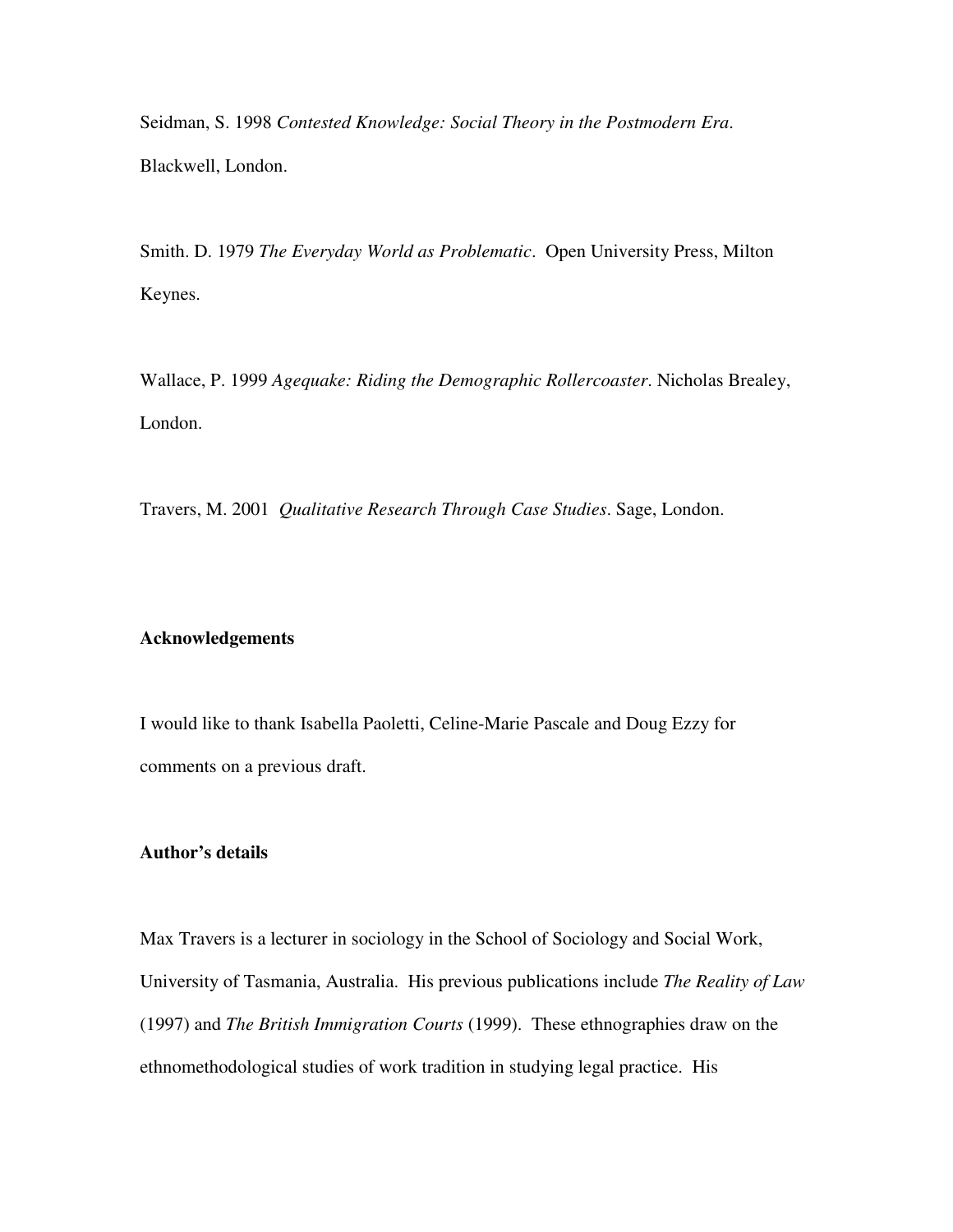Seidman, S. 1998 *Contested Knowledge: Social Theory in the Postmodern Era*. Blackwell, London.

Smith. D. 1979 *The Everyday World as Problematic*. Open University Press, Milton Keynes.

Wallace, P. 1999 *Agequake: Riding the Demographic Rollercoaster*. Nicholas Brealey, London.

Travers, M. 2001 *Qualitative Research Through Case Studies*. Sage, London.

**Acknowledgements**

I would like to thank Isabella Paoletti, Celine-Marie Pascale and Doug Ezzy for comments on a previous draft.

**Author's details**

Max Travers is a lecturer in sociology in the School of Sociology and Social Work, University of Tasmania, Australia. His previous publications include *The Reality of Law* (1997) and *The British Immigration Courts* (1999). These ethnographies draw on the ethnomethodological studies of work tradition in studying legal practice. His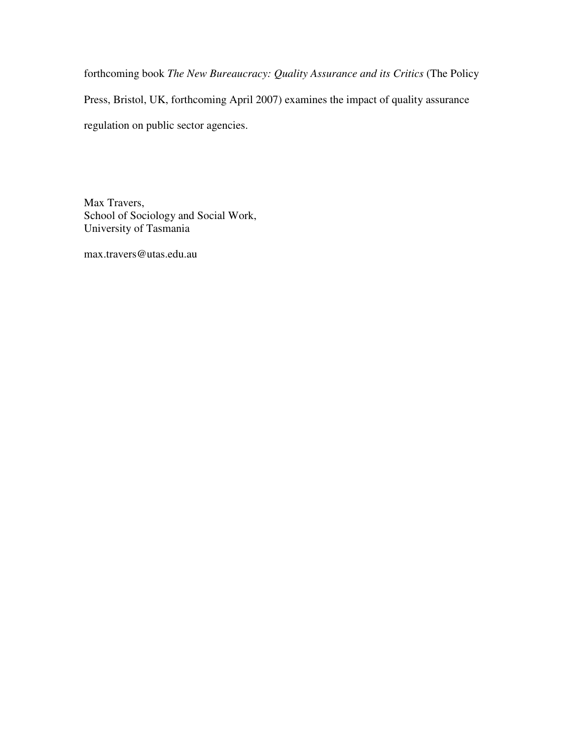forthcoming book *The New Bureaucracy: Quality Assurance and its Critics* (The Policy Press, Bristol, UK, forthcoming April 2007) examines the impact of quality assurance regulation on public sector agencies.

Max Travers,
School of Sociology and Social Work,
University of Tasmania

max.travers@utas.edu.au